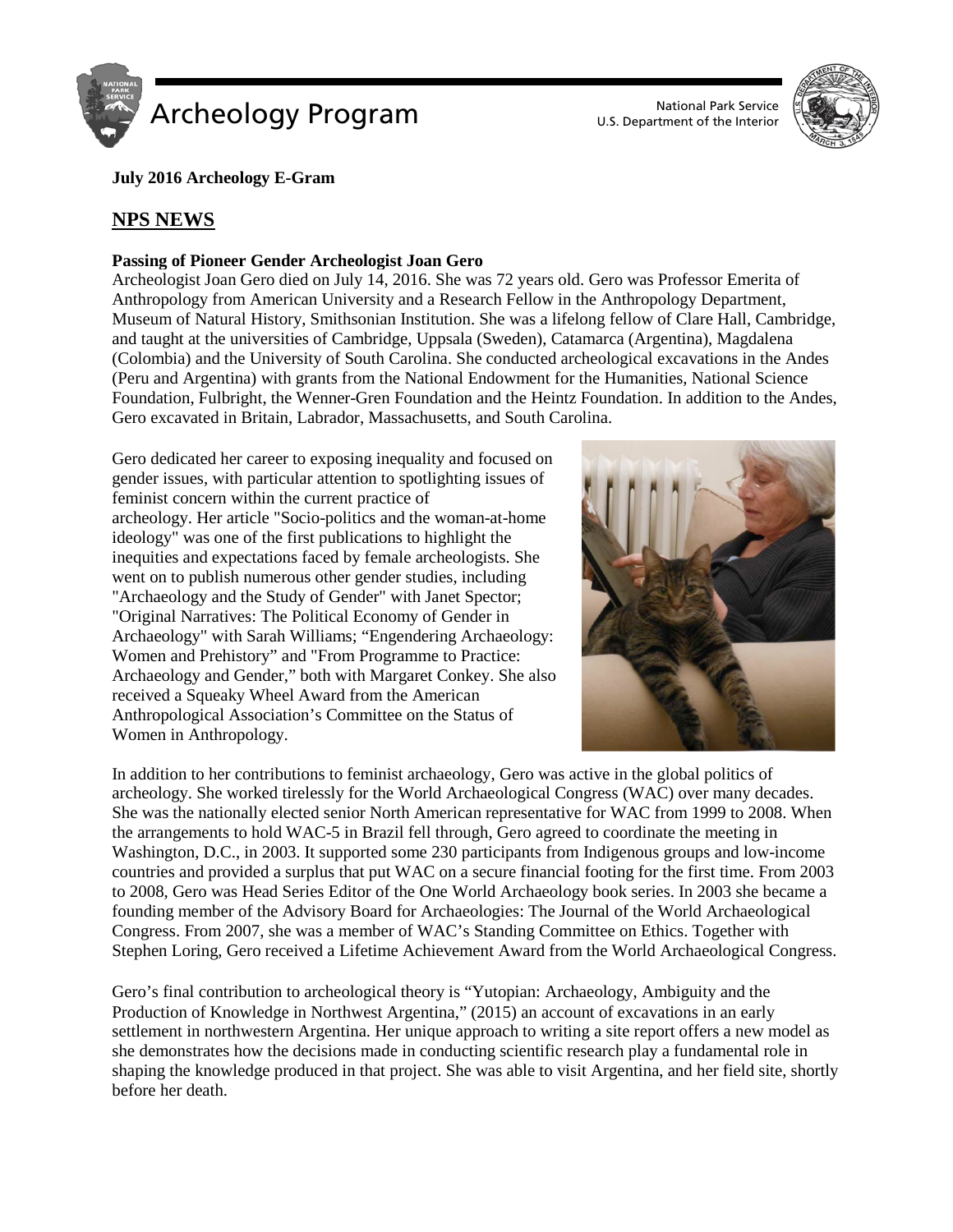**July 2016 Archeology E-Gram**

## NPS NEWS

**Passing of Pioneer Gender Archeologist Joan Gero**

Archeologist Joan Gero died on July 14, 2016. She was 72 years old. Gero was Professor Emerita of Anthropology from American University and a Research Fellow in the Anthropology Department, Museum of Natural History, Smithsonian Institution. She was a lifelong fellow of Clare Hall, Cambridge, and taught at the universities of Cambridge, Uppsala (Sweden), Catamarca (Argentina), Magdalena (Colombia) and the University of South Carolina. She conducted archeological excavations in the Andes (Peru and Argentina) with grants from the National Endowment for the Humanities, National Science Foundation, Fulbright, the Wenner-Gren Foundation and the Heintz Foundation. In addition to the Andes, Gero excavated in Britain, Labrador, Massachusetts, and South Carolina.

Gero dedicated her career to exposing inequality and focused on gender issues, with particular attention to spotlighting issues of feminist concern within the current practice of archeology. Her article "Socio-politics and the woman-at-home ideology" was one of the first publications to highlight the inequities and expectations faced by female archeologists. She went on to publish numerous other gender studies, including "Archaeology and the Study of Gender" with Janet Spector; "Original Narratives: The Political Economy of Gender in Archaeology" with Sarah Williams; "Engendering Archaeology: Women and Prehistory" and "From Programme to Practice: Archaeology and Gender," both with Margaret Conkey. She also received a Squeaky Wheel Award from the American Anthropological Association's Committee on the Status of Women in Anthropology.

In addition to her contributions to feminist archaeology, Gero was active in the global politics of archeology. She worked tirelessly for the World Archaeological Congress (WAC) over many decades. She was the nationally elected senior North American representative for WAC from 1999 to 2008. When the arrangements to hold WAC-5 in Brazil fell through, Gero agreed to coordinate the meeting in Washington, D.C., in 2003. It supported some 230 participants from Indigenous groups and low-income countries and provided a surplus that put WAC on a secure financial footing for the first time. From 2003 to 2008, Gero was Head Series Editor of the One World Archaeology book series. In 2003 she became a founding member of the Advisory Board for Archaeologies: The Journal of the World Archaeological Congress. From 2007, she was a member of WAC's Standing Committee on Ethics. Together with Stephen Loring, Gero received a Lifetime Achievement Award from the World Archaeological Congress.

Gero's final contribution to archeological theory is "Yutopian: Archaeology, Ambiguity and the Production of Knowledge in Northwest Argentina," (2015) an account of excavations in an early settlement in northwestern Argentina. Her unique approach to writing a site report offers a new model as she demonstrates how the decisions made in conducting scientific research play a fundamental role in shaping the knowledge produced in that project. She was able to visit Argentina, and her field site, shortly before her death.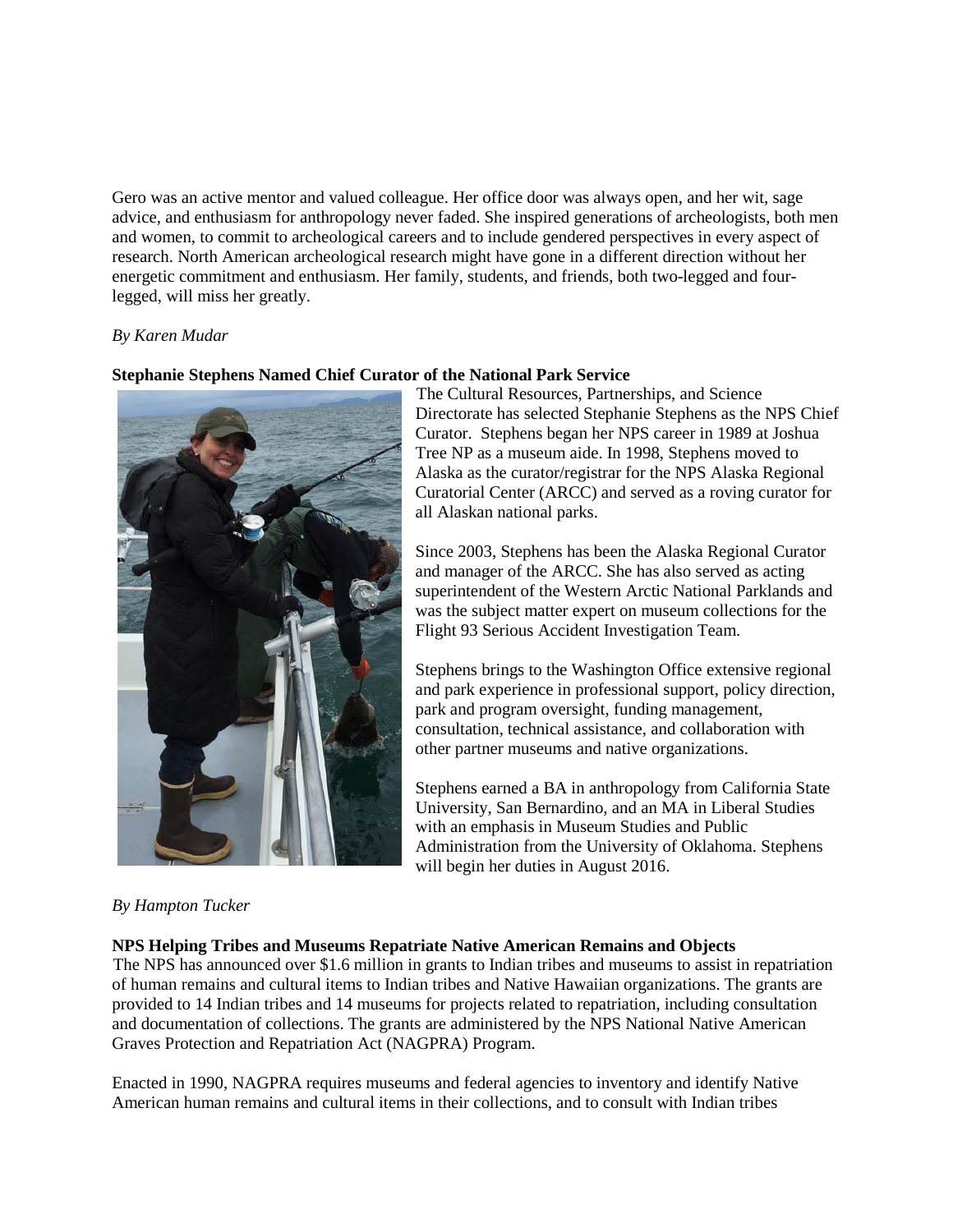Gero was an active mentor and valued colleague. Her office door was always open, and her wit, sage advice, and enthusiasm for anthropology never faded. She inspired generations of archeologists, both men and women, to commit to archeological careers and to include gendered perspectives in every aspect of research. North American archeological research might have gone in a different direction without her energetic commitment and enthusiasm. Her family, students, and friends, both two-legged and four-legged, will miss her greatly.

*By Karen Mudar*

**Stephanie Stephens Named Chief Curator of the National Park Service**

The Cultural Resources, Partnerships, and Science Directorate has selected Stephanie Stephens as the NPS Chief Curator. Stephens began her NPS career in 1989 at Joshua Tree NP as a museum aide. In 1998, Stephens moved to Alaska as the curator/registrar for the NPS Alaska Regional Curatorial Center (ARCC) and served as a roving curator for all Alaskan national parks.

Since 2003, Stephens has been the Alaska Regional Curator and manager of the ARCC. She has also served as acting superintendent of the Western Arctic National Parklands and was the subject matter expert on museum collections for the Flight 93 Serious Accident Investigation Team.

Stephens brings to the Washington Office extensive regional and park experience in professional support, policy direction, park and program oversight, funding management, consultation, technical assistance, and collaboration with other partner museums and native organizations.

Stephens earned a BA in anthropology from California State University, San Bernardino, and an MA in Liberal Studies with an emphasis in Museum Studies and Public Administration from the University of Oklahoma. Stephens will begin her duties in August 2016.

*By Hampton Tucker*

**NPS Helping Tribes and Museums Repatriate Native American Remains and Objects**

The NPS has announced over $1.6 million in grants to Indian tribes and museums to assist in repatriation of human remains and cultural items to Indian tribes and Native Hawaiian organizations. The grants are provided to 14 Indian tribes and 14 museums for projects related to repatriation, including consultation and documentation of collections. The grants are administered by the NPS National Native American Graves Protection and Repatriation Act (NAGPRA) Program.

Enacted in 1990, NAGPRA requires museums and federal agencies to inventory and identify Native American human remains and cultural items in their collections, and to consult with Indian tribes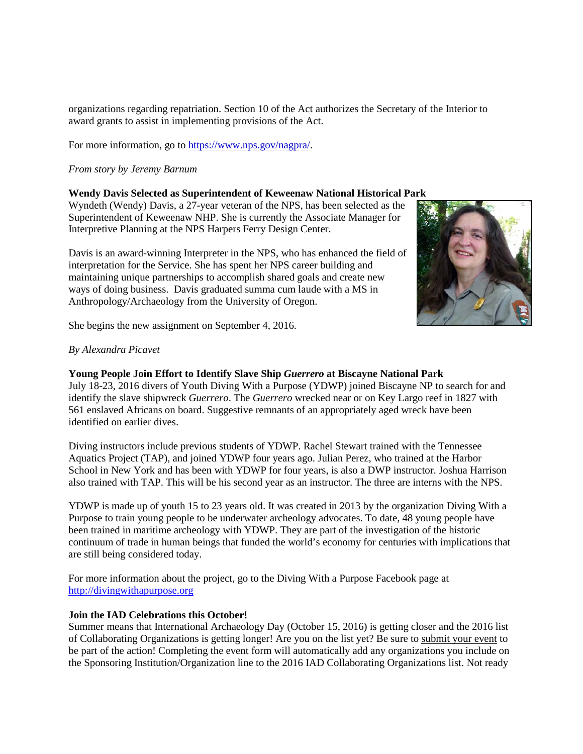organizations regarding repatriation. Section 10 of the Act authorizes the Secretary of the Interior to award grants to assist in implementing provisions of the Act.

For more information, go to https://www.nps.gov/nagpra/.

*From story by Jeremy Barnum*

**Wendy Davis Selected as Superintendent of Keweenaw National Historical Park**

Wyndeth (Wendy) Davis, a 27-year veteran of the NPS, has been selected as the Superintendent of Keweenaw NHP. She is currently the Associate Manager for Interpretive Planning at the NPS Harpers Ferry Design Center.

Davis is an award-winning Interpreter in the NPS, who has enhanced the field of interpretation for the Service. She has spent her NPS career building and maintaining unique partnerships to accomplish shared goals and create new ways of doing business. Davis graduated summa cum laude with a MS in Anthropology/Archaeology from the University of Oregon.

She begins the new assignment on September 4, 2016.

*By Alexandra Picavet*

**Young People Join Effort to Identify Slave Ship *Guerrero* at Biscayne National Park**

July 18-23, 2016 divers of Youth Diving With a Purpose (YDWP) joined Biscayne NP to search for and identify the slave shipwreck *Guerrero*. The *Guerrero* wrecked near or on Key Largo reef in 1827 with 561 enslaved Africans on board. Suggestive remnants of an appropriately aged wreck have been identified on earlier dives.

Diving instructors include previous students of YDWP. Rachel Stewart trained with the Tennessee Aquatics Project (TAP), and joined YDWP four years ago. Julian Perez, who trained at the Harbor School in New York and has been with YDWP for four years, is also a DWP instructor. Joshua Harrison also trained with TAP. This will be his second year as an instructor. The three are interns with the NPS.

YDWP is made up of youth 15 to 23 years old. It was created in 2013 by the organization Diving With a Purpose to train young people to be underwater archeology advocates. To date, 48 young people have been trained in maritime archeology with YDWP. They are part of the investigation of the historic continuum of trade in human beings that funded the world's economy for centuries with implications that are still being considered today.

For more information about the project, go to the Diving With a Purpose Facebook page at http://divingwithapurpose.org

**Join the IAD Celebrations this October!**

Summer means that International Archaeology Day (October 15, 2016) is getting closer and the 2016 list of Collaborating Organizations is getting longer! Are you on the list yet? Be sure to submit your event to be part of the action! Completing the event form will automatically add any organizations you include on the Sponsoring Institution/Organization line to the 2016 IAD Collaborating Organizations list. Not ready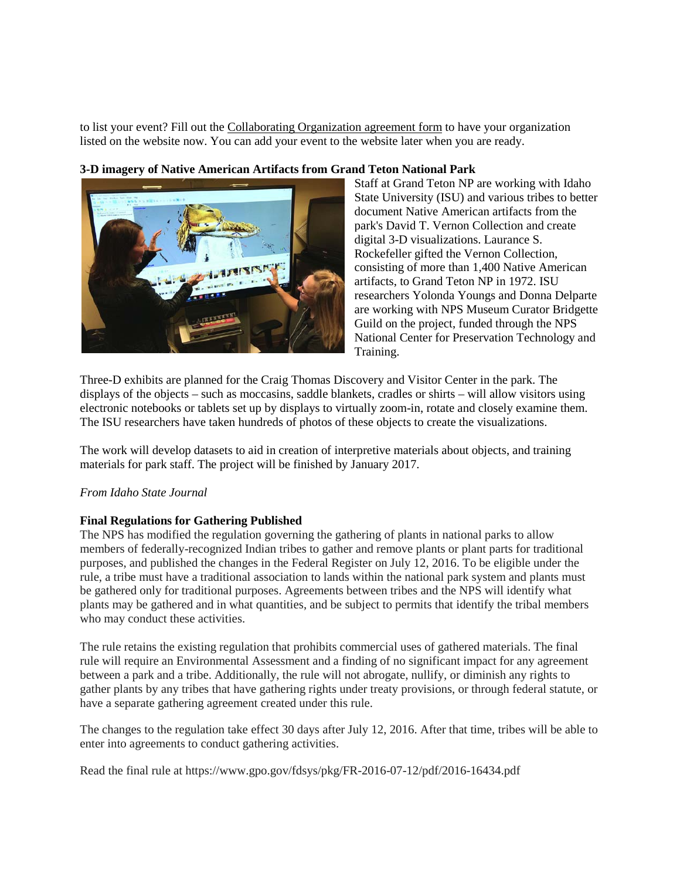to list your event? Fill out the Collaborating Organization agreement form to have your organization listed on the website now. You can add your event to the website later when you are ready.

**3-D imagery of Native American Artifacts from Grand Teton National Park**

Staff at Grand Teton NP are working with Idaho State University (ISU) and various tribes to better document Native American artifacts from the park's David T. Vernon Collection and create digital 3-D visualizations. Laurance S. Rockefeller gifted the Vernon Collection, consisting of more than 1,400 Native American artifacts, to Grand Teton NP in 1972. ISU researchers Yolonda Youngs and Donna Delparte are working with NPS Museum Curator Bridgette Guild on the project, funded through the NPS National Center for Preservation Technology and Training.

Three-D exhibits are planned for the Craig Thomas Discovery and Visitor Center in the park. The displays of the objects – such as moccasins, saddle blankets, cradles or shirts – will allow visitors using electronic notebooks or tablets set up by displays to virtually zoom-in, rotate and closely examine them. The ISU researchers have taken hundreds of photos of these objects to create the visualizations.

The work will develop datasets to aid in creation of interpretive materials about objects, and training materials for park staff. The project will be finished by January 2017.

*From Idaho State Journal*

**Final Regulations for Gathering Published**

The NPS has modified the regulation governing the gathering of plants in national parks to allow members of federally-recognized Indian tribes to gather and remove plants or plant parts for traditional purposes, and published the changes in the Federal Register on July 12, 2016. To be eligible under the rule, a tribe must have a traditional association to lands within the national park system and plants must be gathered only for traditional purposes. Agreements between tribes and the NPS will identify what plants may be gathered and in what quantities, and be subject to permits that identify the tribal members who may conduct these activities.

The rule retains the existing regulation that prohibits commercial uses of gathered materials. The final rule will require an Environmental Assessment and a finding of no significant impact for any agreement between a park and a tribe. Additionally, the rule will not abrogate, nullify, or diminish any rights to gather plants by any tribes that have gathering rights under treaty provisions, or through federal statute, or have a separate gathering agreement created under this rule.

The changes to the regulation take effect 30 days after July 12, 2016. After that time, tribes will be able to enter into agreements to conduct gathering activities.

Read the final rule at https://www.gpo.gov/fdsys/pkg/FR-2016-07-12/pdf/2016-16434.pdf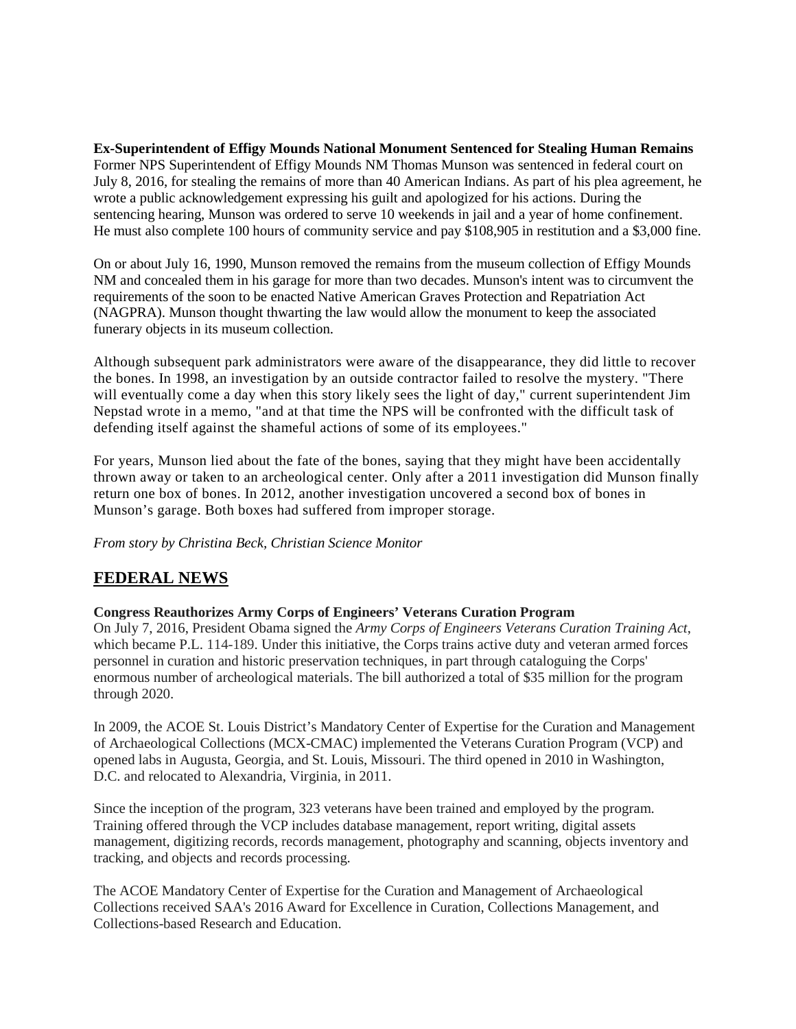**Ex-Superintendent of Effigy Mounds National Monument Sentenced for Stealing Human Remains**
Former NPS Superintendent of Effigy Mounds NM Thomas Munson was sentenced in federal court on July 8, 2016, for stealing the remains of more than 40 American Indians. As part of his plea agreement, he wrote a public acknowledgement expressing his guilt and apologized for his actions. During the sentencing hearing, Munson was ordered to serve 10 weekends in jail and a year of home confinement. He must also complete 100 hours of community service and pay $108,905 in restitution and a $3,000 fine.

On or about July 16, 1990, Munson removed the remains from the museum collection of Effigy Mounds NM and concealed them in his garage for more than two decades. Munson's intent was to circumvent the requirements of the soon to be enacted Native American Graves Protection and Repatriation Act (NAGPRA). Munson thought thwarting the law would allow the monument to keep the associated funerary objects in its museum collection.

Although subsequent park administrators were aware of the disappearance, they did little to recover the bones. In 1998, an investigation by an outside contractor failed to resolve the mystery. "There will eventually come a day when this story likely sees the light of day," current superintendent Jim Nepstad wrote in a memo, "and at that time the NPS will be confronted with the difficult task of defending itself against the shameful actions of some of its employees."

For years, Munson lied about the fate of the bones, saying that they might have been accidentally thrown away or taken to an archeological center. Only after a 2011 investigation did Munson finally return one box of bones. In 2012, another investigation uncovered a second box of bones in Munson's garage. Both boxes had suffered from improper storage.

*From story by Christina Beck, Christian Science Monitor*

## FEDERAL NEWS

**Congress Reauthorizes Army Corps of Engineers' Veterans Curation Program**
On July 7, 2016, President Obama signed the *Army Corps of Engineers Veterans Curation Training Act*, which became P.L. 114-189. Under this initiative, the Corps trains active duty and veteran armed forces personnel in curation and historic preservation techniques, in part through cataloguing the Corps' enormous number of archeological materials. The bill authorized a total of $35 million for the program through 2020.

In 2009, the ACOE St. Louis District's Mandatory Center of Expertise for the Curation and Management of Archaeological Collections (MCX-CMAC) implemented the Veterans Curation Program (VCP) and opened labs in Augusta, Georgia, and St. Louis, Missouri. The third opened in 2010 in Washington, D.C. and relocated to Alexandria, Virginia, in 2011.

Since the inception of the program, 323 veterans have been trained and employed by the program. Training offered through the VCP includes database management, report writing, digital assets management, digitizing records, records management, photography and scanning, objects inventory and tracking, and objects and records processing.

The ACOE Mandatory Center of Expertise for the Curation and Management of Archaeological Collections received SAA's 2016 Award for Excellence in Curation, Collections Management, and Collections-based Research and Education.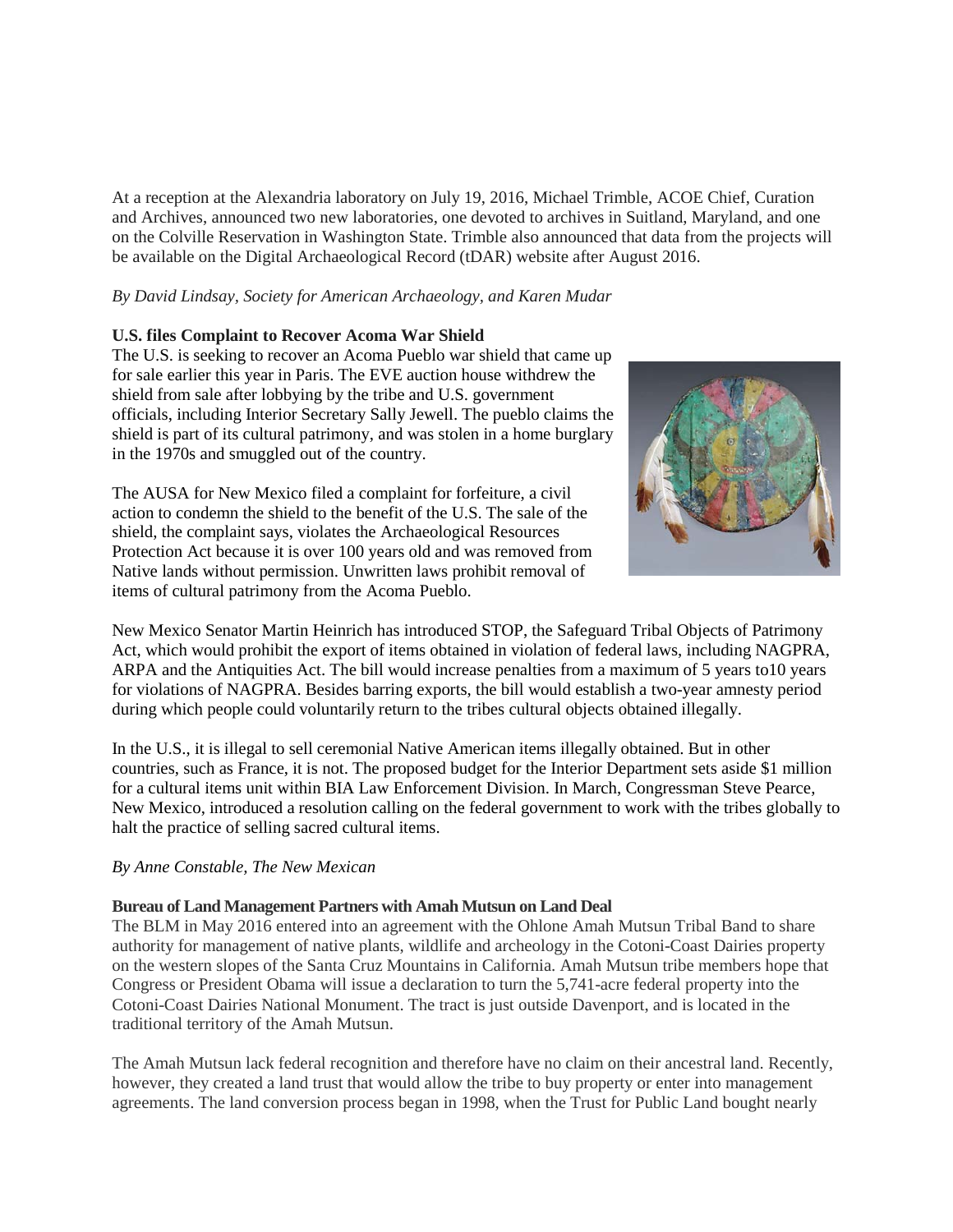At a reception at the Alexandria laboratory on July 19, 2016, Michael Trimble, ACOE Chief, Curation and Archives, announced two new laboratories, one devoted to archives in Suitland, Maryland, and one on the Colville Reservation in Washington State. Trimble also announced that data from the projects will be available on the Digital Archaeological Record (tDAR) website after August 2016.

*By David Lindsay, Society for American Archaeology, and Karen Mudar*

**U.S. files Complaint to Recover Acoma War Shield**

The U.S. is seeking to recover an Acoma Pueblo war shield that came up for sale earlier this year in Paris. The EVE auction house withdrew the shield from sale after lobbying by the tribe and U.S. government officials, including Interior Secretary Sally Jewell. The pueblo claims the shield is part of its cultural patrimony, and was stolen in a home burglary in the 1970s and smuggled out of the country.

The AUSA for New Mexico filed a complaint for forfeiture, a civil action to condemn the shield to the benefit of the U.S. The sale of the shield, the complaint says, violates the Archaeological Resources Protection Act because it is over 100 years old and was removed from Native lands without permission. Unwritten laws prohibit removal of items of cultural patrimony from the Acoma Pueblo.

New Mexico Senator Martin Heinrich has introduced STOP, the Safeguard Tribal Objects of Patrimony Act, which would prohibit the export of items obtained in violation of federal laws, including NAGPRA, ARPA and the Antiquities Act. The bill would increase penalties from a maximum of 5 years to10 years for violations of NAGPRA. Besides barring exports, the bill would establish a two-year amnesty period during which people could voluntarily return to the tribes cultural objects obtained illegally.

In the U.S., it is illegal to sell ceremonial Native American items illegally obtained. But in other countries, such as France, it is not. The proposed budget for the Interior Department sets aside $1 million for a cultural items unit within BIA Law Enforcement Division. In March, Congressman Steve Pearce, New Mexico, introduced a resolution calling on the federal government to work with the tribes globally to halt the practice of selling sacred cultural items.

*By Anne Constable, The New Mexican*

**Bureau of Land Management Partners with Amah Mutsun on Land Deal**

The BLM in May 2016 entered into an agreement with the Ohlone Amah Mutsun Tribal Band to share authority for management of native plants, wildlife and archeology in the Cotoni-Coast Dairies property on the western slopes of the Santa Cruz Mountains in California. Amah Mutsun tribe members hope that Congress or President Obama will issue a declaration to turn the 5,741-acre federal property into the Cotoni-Coast Dairies National Monument. The tract is just outside Davenport, and is located in the traditional territory of the Amah Mutsun.

The Amah Mutsun lack federal recognition and therefore have no claim on their ancestral land. Recently, however, they created a land trust that would allow the tribe to buy property or enter into management agreements. The land conversion process began in 1998, when the Trust for Public Land bought nearly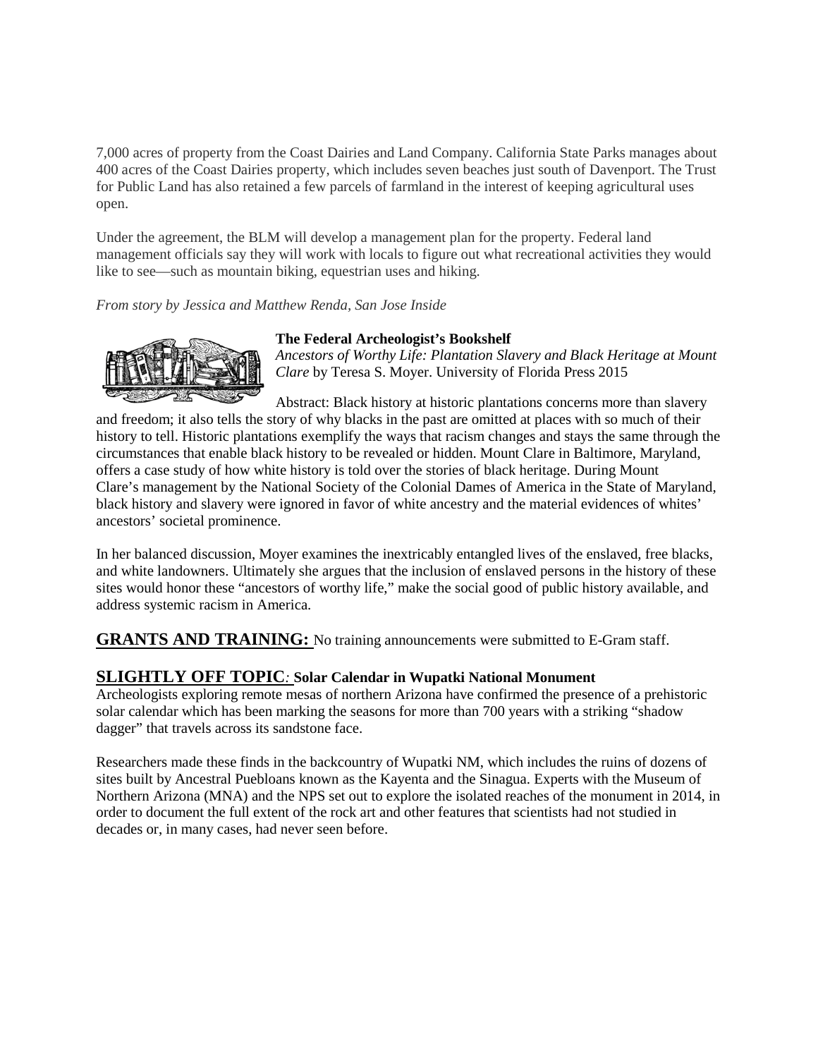7,000 acres of property from the Coast Dairies and Land Company. California State Parks manages about 400 acres of the Coast Dairies property, which includes seven beaches just south of Davenport. The Trust for Public Land has also retained a few parcels of farmland in the interest of keeping agricultural uses open.

Under the agreement, the BLM will develop a management plan for the property. Federal land management officials say they will work with locals to figure out what recreational activities they would like to see—such as mountain biking, equestrian uses and hiking.

*From story by Jessica and Matthew Renda, San Jose Inside*

**The Federal Archeologist's Bookshelf**

*Ancestors of Worthy Life: Plantation Slavery and Black Heritage at Mount Clare* by Teresa S. Moyer. University of Florida Press 2015

Abstract: Black history at historic plantations concerns more than slavery and freedom; it also tells the story of why blacks in the past are omitted at places with so much of their history to tell. Historic plantations exemplify the ways that racism changes and stays the same through the circumstances that enable black history to be revealed or hidden. Mount Clare in Baltimore, Maryland, offers a case study of how white history is told over the stories of black heritage. During Mount Clare's management by the National Society of the Colonial Dames of America in the State of Maryland, black history and slavery were ignored in favor of white ancestry and the material evidences of whites' ancestors' societal prominence.

In her balanced discussion, Moyer examines the inextricably entangled lives of the enslaved, free blacks, and white landowners. Ultimately she argues that the inclusion of enslaved persons in the history of these sites would honor these "ancestors of worthy life," make the social good of public history available, and address systemic racism in America.

## GRANTS AND TRAINING:

No training announcements were submitted to E-Gram staff.

## SLIGHTLY OFF TOPIC*:* Solar Calendar in Wupatki National Monument

Archeologists exploring remote mesas of northern Arizona have confirmed the presence of a prehistoric solar calendar which has been marking the seasons for more than 700 years with a striking "shadow dagger" that travels across its sandstone face.

Researchers made these finds in the backcountry of Wupatki NM, which includes the ruins of dozens of sites built by Ancestral Puebloans known as the Kayenta and the Sinagua. Experts with the Museum of Northern Arizona (MNA) and the NPS set out to explore the isolated reaches of the monument in 2014, in order to document the full extent of the rock art and other features that scientists had not studied in decades or, in many cases, had never seen before.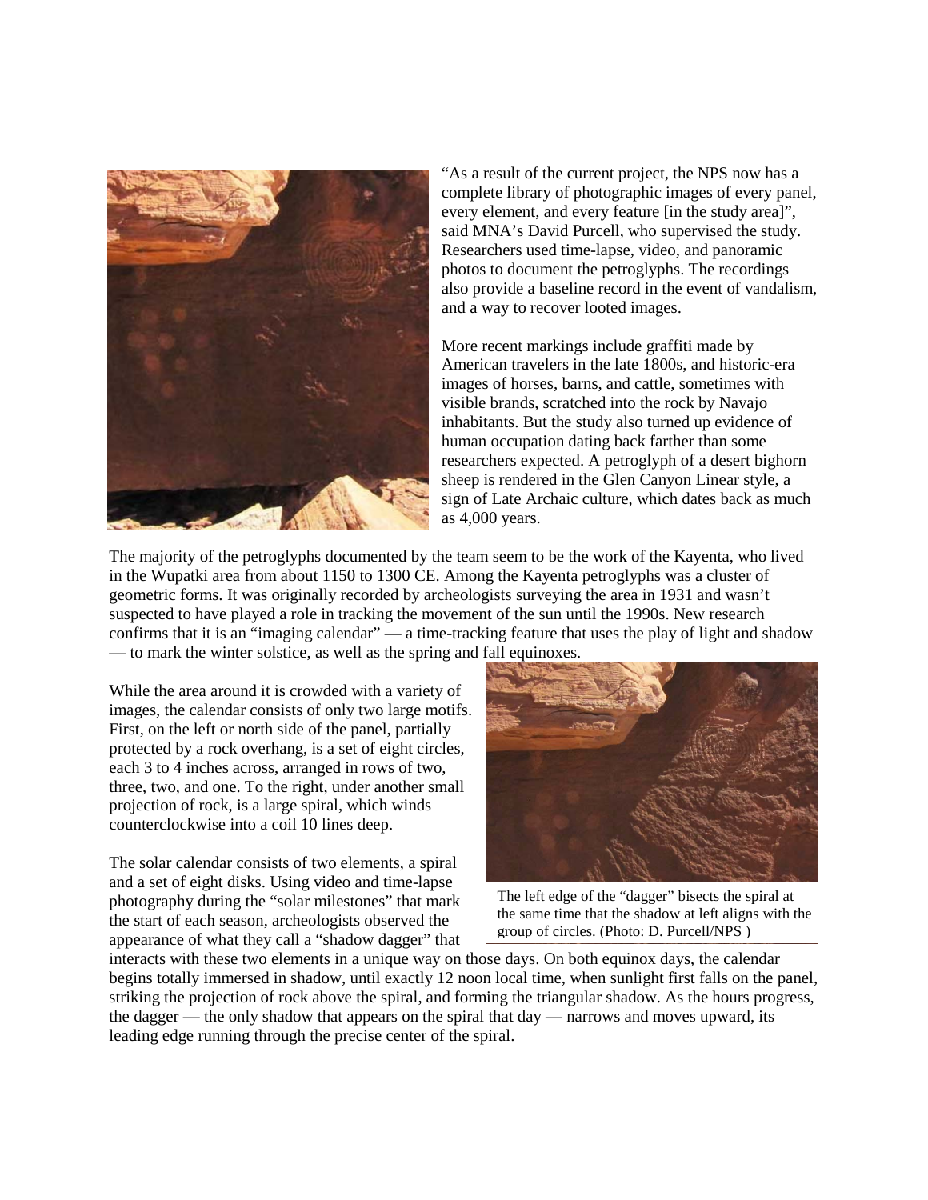"As a result of the current project, the NPS now has a complete library of photographic images of every panel, every element, and every feature [in the study area]", said MNA's David Purcell, who supervised the study. Researchers used time-lapse, video, and panoramic photos to document the petroglyphs. The recordings also provide a baseline record in the event of vandalism, and a way to recover looted images.

More recent markings include graffiti made by American travelers in the late 1800s, and historic-era images of horses, barns, and cattle, sometimes with visible brands, scratched into the rock by Navajo inhabitants. But the study also turned up evidence of human occupation dating back farther than some researchers expected. A petroglyph of a desert bighorn sheep is rendered in the Glen Canyon Linear style, a sign of Late Archaic culture, which dates back as much as 4,000 years.

The majority of the petroglyphs documented by the team seem to be the work of the Kayenta, who lived in the Wupatki area from about 1150 to 1300 CE. Among the Kayenta petroglyphs was a cluster of geometric forms. It was originally recorded by archeologists surveying the area in 1931 and wasn't suspected to have played a role in tracking the movement of the sun until the 1990s. New research confirms that it is an "imaging calendar" — a time-tracking feature that uses the play of light and shadow — to mark the winter solstice, as well as the spring and fall equinoxes.

While the area around it is crowded with a variety of images, the calendar consists of only two large motifs. First, on the left or north side of the panel, partially protected by a rock overhang, is a set of eight circles, each 3 to 4 inches across, arranged in rows of two, three, two, and one. To the right, under another small projection of rock, is a large spiral, which winds counterclockwise into a coil 10 lines deep.

The left edge of the "dagger" bisects the spiral at the same time that the shadow at left aligns with the group of circles. (Photo: D. Purcell/NPS )

The solar calendar consists of two elements, a spiral and a set of eight disks. Using video and time-lapse photography during the "solar milestones" that mark the start of each season, archeologists observed the appearance of what they call a "shadow dagger" that interacts with these two elements in a unique way on those days. On both equinox days, the calendar begins totally immersed in shadow, until exactly 12 noon local time, when sunlight first falls on the panel, striking the projection of rock above the spiral, and forming the triangular shadow. As the hours progress, the dagger — the only shadow that appears on the spiral that day — narrows and moves upward, its leading edge running through the precise center of the spiral.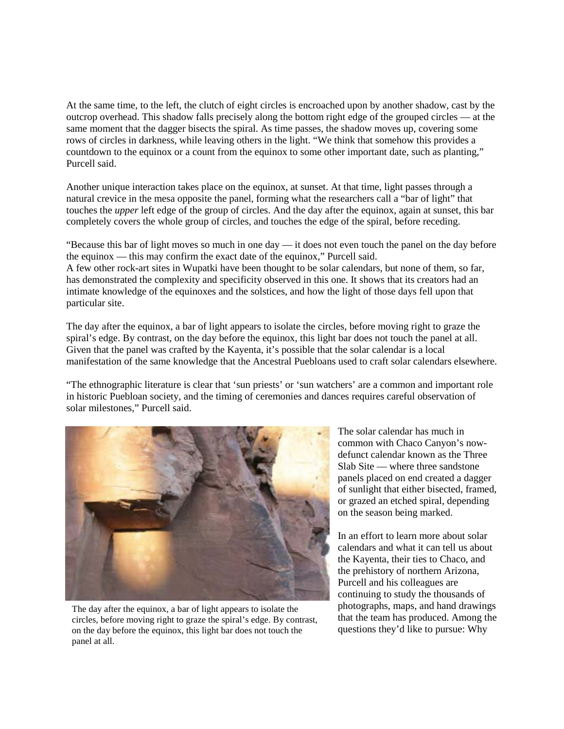At the same time, to the left, the clutch of eight circles is encroached upon by another shadow, cast by the outcrop overhead. This shadow falls precisely along the bottom right edge of the grouped circles — at the same moment that the dagger bisects the spiral. As time passes, the shadow moves up, covering some rows of circles in darkness, while leaving others in the light. "We think that somehow this provides a countdown to the equinox or a count from the equinox to some other important date, such as planting," Purcell said.

Another unique interaction takes place on the equinox, at sunset. At that time, light passes through a natural crevice in the mesa opposite the panel, forming what the researchers call a "bar of light" that touches the *upper* left edge of the group of circles. And the day after the equinox, again at sunset, this bar completely covers the whole group of circles, and touches the edge of the spiral, before receding.

"Because this bar of light moves so much in one day — it does not even touch the panel on the day before the equinox — this may confirm the exact date of the equinox," Purcell said.
A few other rock-art sites in Wupatki have been thought to be solar calendars, but none of them, so far, has demonstrated the complexity and specificity observed in this one. It shows that its creators had an intimate knowledge of the equinoxes and the solstices, and how the light of those days fell upon that particular site.

The day after the equinox, a bar of light appears to isolate the circles, before moving right to graze the spiral's edge. By contrast, on the day before the equinox, this light bar does not touch the panel at all. Given that the panel was crafted by the Kayenta, it's possible that the solar calendar is a local manifestation of the same knowledge that the Ancestral Puebloans used to craft solar calendars elsewhere.

"The ethnographic literature is clear that 'sun priests' or 'sun watchers' are a common and important role in historic Puebloan society, and the timing of ceremonies and dances requires careful observation of solar milestones," Purcell said.

The day after the equinox, a bar of light appears to isolate the circles, before moving right to graze the spiral's edge. By contrast, on the day before the equinox, this light bar does not touch the panel at all.

The solar calendar has much in common with Chaco Canyon's now-defunct calendar known as the Three Slab Site — where three sandstone panels placed on end created a dagger of sunlight that either bisected, framed, or grazed an etched spiral, depending on the season being marked.

In an effort to learn more about solar calendars and what it can tell us about the Kayenta, their ties to Chaco, and the prehistory of northern Arizona, Purcell and his colleagues are continuing to study the thousands of photographs, maps, and hand drawings that the team has produced. Among the questions they'd like to pursue: Why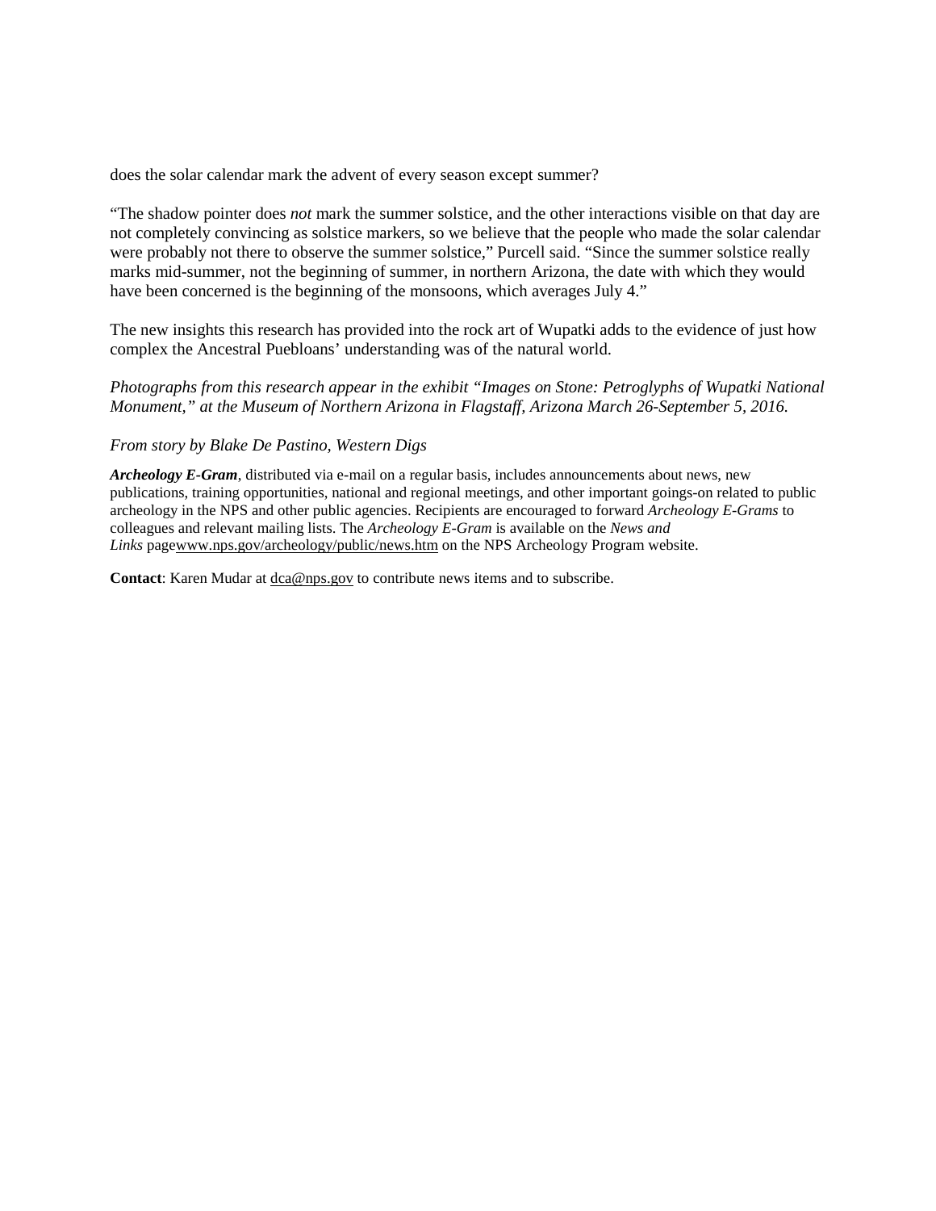does the solar calendar mark the advent of every season except summer?

"The shadow pointer does *not* mark the summer solstice, and the other interactions visible on that day are not completely convincing as solstice markers, so we believe that the people who made the solar calendar were probably not there to observe the summer solstice," Purcell said. "Since the summer solstice really marks mid-summer, not the beginning of summer, in northern Arizona, the date with which they would have been concerned is the beginning of the monsoons, which averages July 4."

The new insights this research has provided into the rock art of Wupatki adds to the evidence of just how complex the Ancestral Puebloans' understanding was of the natural world.

*Photographs from this research appear in the exhibit "Images on Stone: Petroglyphs of Wupatki National Monument," at the Museum of Northern Arizona in Flagstaff, Arizona March 26-September 5, 2016.*

*From story by Blake De Pastino, Western Digs*

***Archeology E-Gram***, distributed via e-mail on a regular basis, includes announcements about news, new publications, training opportunities, national and regional meetings, and other important goings-on related to public archeology in the NPS and other public agencies. Recipients are encouraged to forward *Archeology E-Grams* to colleagues and relevant mailing lists. The *Archeology E-Gram* is available on the *News and Links* pagewww.nps.gov/archeology/public/news.htm on the NPS Archeology Program website.

**Contact**: Karen Mudar at dca@nps.gov to contribute news items and to subscribe.